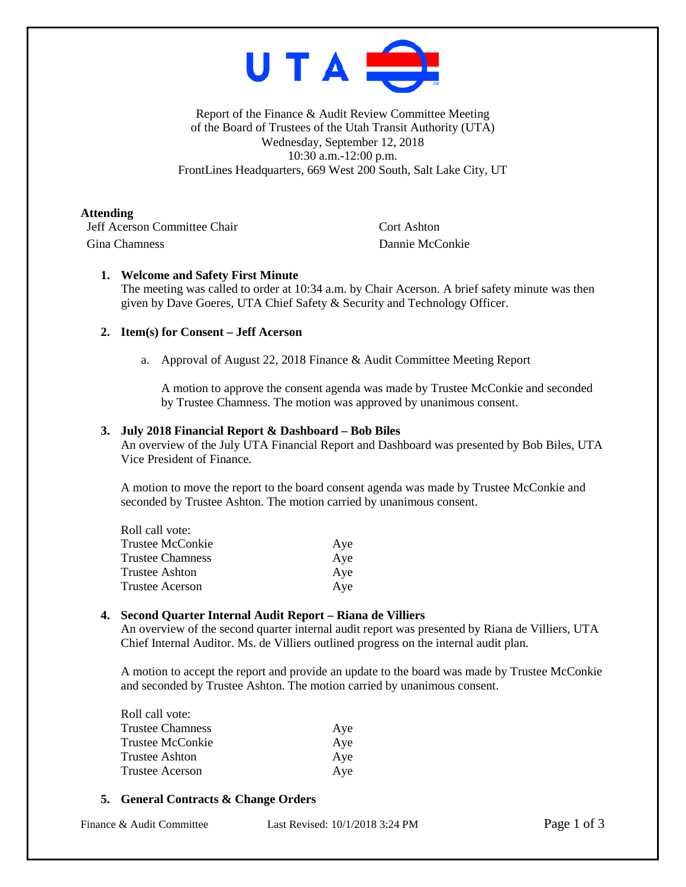UTA

Report of the Finance & Audit Review Committee Meeting
of the Board of Trustees of the Utah Transit Authority (UTA)
Wednesday, September 12, 2018
10:30 a.m.-12:00 p.m.
FrontLines Headquarters, 669 West 200 South, Salt Lake City, UT

**Attending**

Jeff Acerson Committee Chair
Cort Ashton
Gina Chamness
Dannie McConkie

1. **Welcome and Safety First Minute**
   The meeting was called to order at 10:34 a.m. by Chair Acerson. A brief safety minute was then given by Dave Goeres, UTA Chief Safety & Security and Technology Officer.

2. **Item(s) for Consent – Jeff Acerson**

   a. Approval of August 22, 2018 Finance & Audit Committee Meeting Report

      A motion to approve the consent agenda was made by Trustee McConkie and seconded by Trustee Chamness. The motion was approved by unanimous consent.

3. **July 2018 Financial Report & Dashboard – Bob Biles**
   An overview of the July UTA Financial Report and Dashboard was presented by Bob Biles, UTA Vice President of Finance.

   A motion to move the report to the board consent agenda was made by Trustee McConkie and seconded by Trustee Ashton. The motion carried by unanimous consent.

   Roll call vote:

   | | |
   |---|---|
   | Trustee McConkie | Aye |
   | Trustee Chamness | Aye |
   | Trustee Ashton | Aye |
   | Trustee Acerson | Aye |

4. **Second Quarter Internal Audit Report – Riana de Villiers**
   An overview of the second quarter internal audit report was presented by Riana de Villiers, UTA Chief Internal Auditor. Ms. de Villiers outlined progress on the internal audit plan.

   A motion to accept the report and provide an update to the board was made by Trustee McConkie and seconded by Trustee Ashton. The motion carried by unanimous consent.

   Roll call vote:

   | | |
   |---|---|
   | Trustee Chamness | Aye |
   | Trustee McConkie | Aye |
   | Trustee Ashton | Aye |
   | Trustee Acerson | Aye |

5. **General Contracts & Change Orders**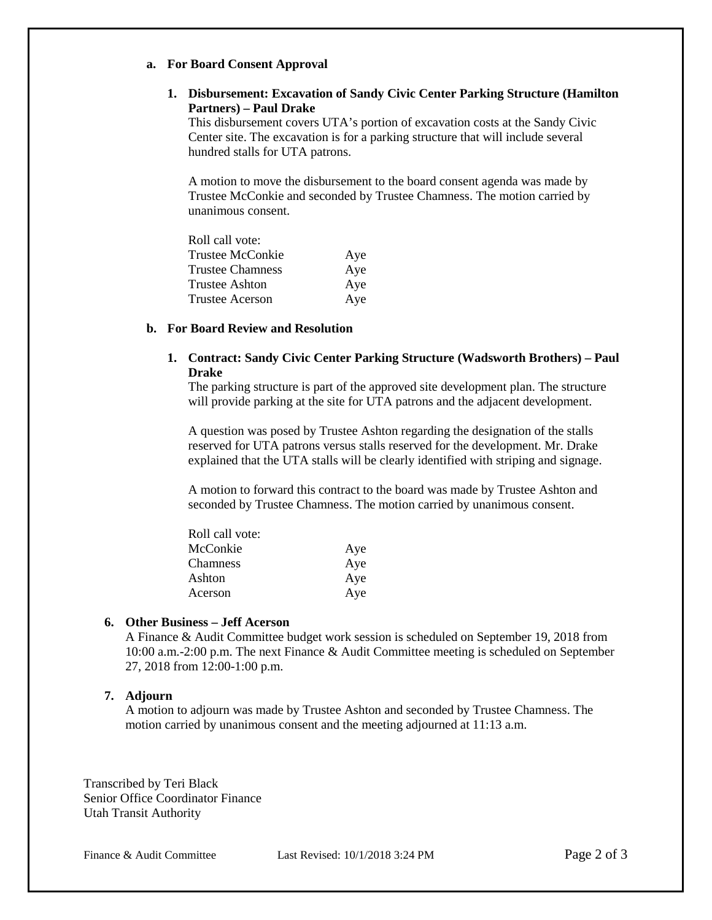**a. For Board Consent Approval**

**1. Disbursement: Excavation of Sandy Civic Center Parking Structure (Hamilton Partners) – Paul Drake**

This disbursement covers UTA's portion of excavation costs at the Sandy Civic Center site. The excavation is for a parking structure that will include several hundred stalls for UTA patrons.

A motion to move the disbursement to the board consent agenda was made by Trustee McConkie and seconded by Trustee Chamness. The motion carried by unanimous consent.

| Roll call vote: | |
|---|---|
| Trustee McConkie | Aye |
| Trustee Chamness | Aye |
| Trustee Ashton | Aye |
| Trustee Acerson | Aye |

**b. For Board Review and Resolution**

**1. Contract: Sandy Civic Center Parking Structure (Wadsworth Brothers) – Paul Drake**

The parking structure is part of the approved site development plan. The structure will provide parking at the site for UTA patrons and the adjacent development.

A question was posed by Trustee Ashton regarding the designation of the stalls reserved for UTA patrons versus stalls reserved for the development. Mr. Drake explained that the UTA stalls will be clearly identified with striping and signage.

A motion to forward this contract to the board was made by Trustee Ashton and seconded by Trustee Chamness. The motion carried by unanimous consent.

| Roll call vote: | |
|---|---|
| McConkie | Aye |
| Chamness | Aye |
| Ashton | Aye |
| Acerson | Aye |

**6. Other Business – Jeff Acerson**

A Finance & Audit Committee budget work session is scheduled on September 19, 2018 from 10:00 a.m.-2:00 p.m. The next Finance & Audit Committee meeting is scheduled on September 27, 2018 from 12:00-1:00 p.m.

**7. Adjourn**

A motion to adjourn was made by Trustee Ashton and seconded by Trustee Chamness. The motion carried by unanimous consent and the meeting adjourned at 11:13 a.m.

Transcribed by Teri Black
Senior Office Coordinator Finance
Utah Transit Authority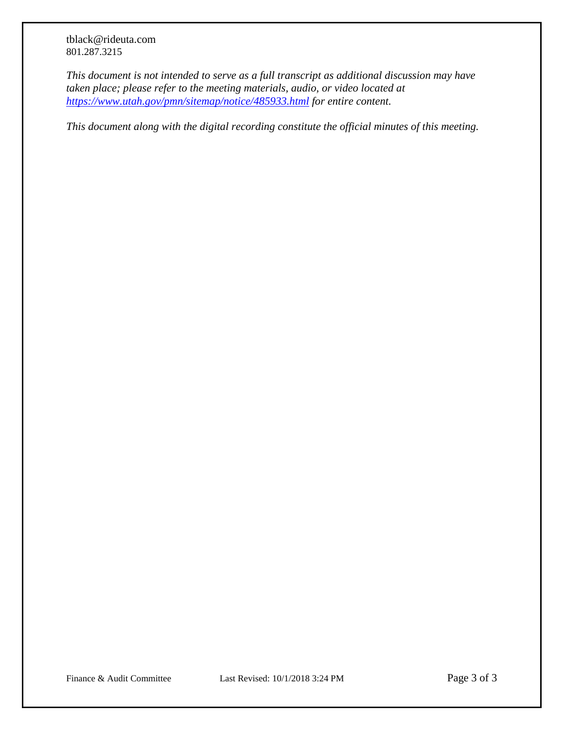tblack@rideuta.com
801.287.3215

*This document is not intended to serve as a full transcript as additional discussion may have taken place; please refer to the meeting materials, audio, or video located at [https://www.utah.gov/pmn/sitemap/notice/485933.html](https://www.utah.gov/pmn/sitemap/notice/485933.html) for entire content.*

*This document along with the digital recording constitute the official minutes of this meeting.*